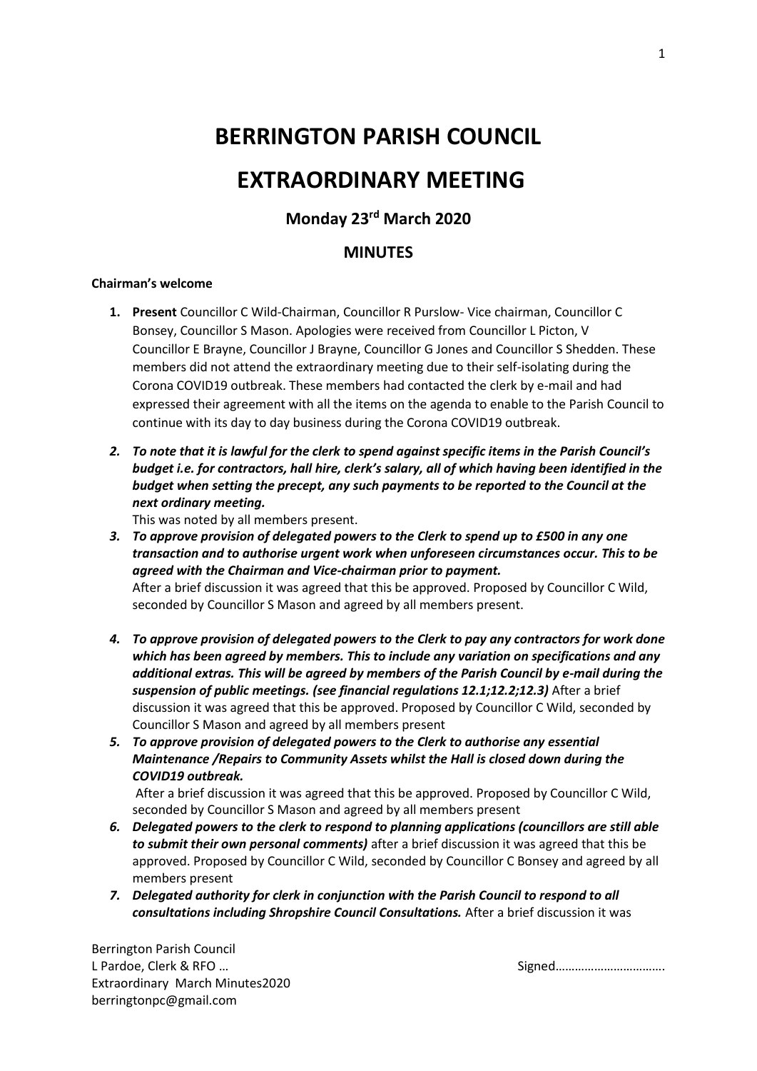# BERRINGTON PARISH COUNCIL

# EXTRAORDINARY MEETING

### Monday 23rd March 2020

### MINUTES

**Chairman's welcome**

1. **Present** Councillor C Wild-Chairman, Councillor R Purslow- Vice chairman, Councillor C Bonsey, Councillor S Mason. Apologies were received from Councillor L Picton, V Councillor E Brayne, Councillor J Brayne, Councillor G Jones and Councillor S Shedden. These members did not attend the extraordinary meeting due to their self-isolating during the Corona COVID19 outbreak. These members had contacted the clerk by e-mail and had expressed their agreement with all the items on the agenda to enable to the Parish Council to continue with its day to day business during the Corona COVID19 outbreak.
2. ***To note that it is lawful for the clerk to spend against specific items in the Parish Council's budget i.e. for contractors, hall hire, clerk's salary, all of which having been identified in the budget when setting the precept, any such payments to be reported to the Council at the next ordinary meeting.***
   This was noted by all members present.
3. ***To approve provision of delegated powers to the Clerk to spend up to £500 in any one transaction and to authorise urgent work when unforeseen circumstances occur. This to be agreed with the Chairman and Vice-chairman prior to payment.***
   After a brief discussion it was agreed that this be approved. Proposed by Councillor C Wild, seconded by Councillor S Mason and agreed by all members present.
4. ***To approve provision of delegated powers to the Clerk to pay any contractors for work done which has been agreed by members. This to include any variation on specifications and any additional extras. This will be agreed by members of the Parish Council by e-mail during the suspension of public meetings. (see financial regulations 12.1;12.2;12.3)*** After a brief discussion it was agreed that this be approved. Proposed by Councillor C Wild, seconded by Councillor S Mason and agreed by all members present
5. ***To approve provision of delegated powers to the Clerk to authorise any essential Maintenance /Repairs to Community Assets whilst the Hall is closed down during the COVID19 outbreak.***
   After a brief discussion it was agreed that this be approved. Proposed by Councillor C Wild, seconded by Councillor S Mason and agreed by all members present
6. ***Delegated powers to the clerk to respond to planning applications (councillors are still able to submit their own personal comments)*** after a brief discussion it was agreed that this be approved. Proposed by Councillor C Wild, seconded by Councillor C Bonsey and agreed by all members present
7. ***Delegated authority for clerk in conjunction with the Parish Council to respond to all consultations including Shropshire Council Consultations.*** After a brief discussion it was

Berrington Parish Council
L Pardoe, Clerk & RFO … Signed…………………………….
Extraordinary March Minutes2020
berringtonpc@gmail.com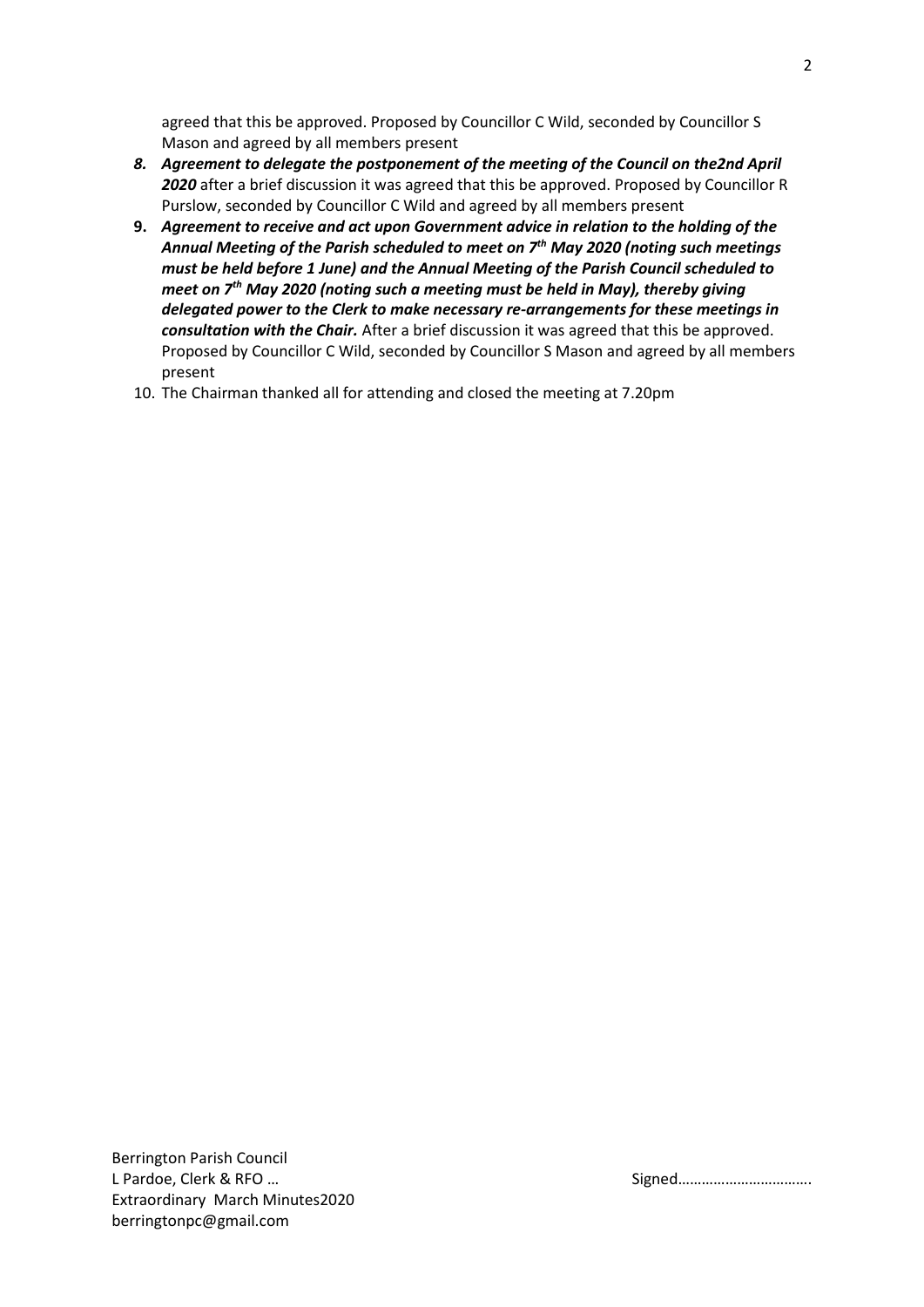agreed that this be approved. Proposed by Councillor C Wild, seconded by Councillor S Mason and agreed by all members present

8. ***Agreement to delegate the postponement of the meeting of the Council on the2nd April 2020*** after a brief discussion it was agreed that this be approved. Proposed by Councillor R Purslow, seconded by Councillor C Wild and agreed by all members present
9. ***Agreement to receive and act upon Government advice in relation to the holding of the Annual Meeting of the Parish scheduled to meet on 7th May 2020 (noting such meetings must be held before 1 June) and the Annual Meeting of the Parish Council scheduled to meet on 7th May 2020 (noting such a meeting must be held in May), thereby giving delegated power to the Clerk to make necessary re-arrangements for these meetings in consultation with the Chair.*** After a brief discussion it was agreed that this be approved. Proposed by Councillor C Wild, seconded by Councillor S Mason and agreed by all members present
10. The Chairman thanked all for attending and closed the meeting at 7.20pm

Berrington Parish Council
L Pardoe, Clerk & RFO …
Extraordinary March Minutes2020
berringtonpc@gmail.com

Signed…………………………….